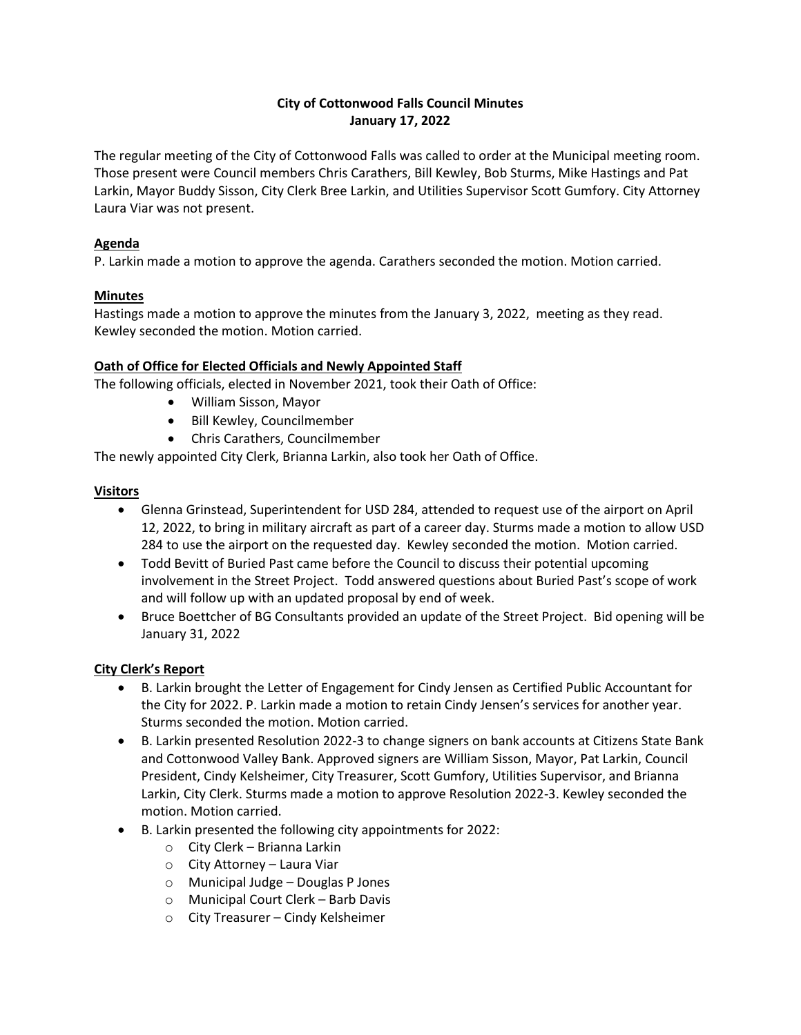# City of Cottonwood Falls Council Minutes
## January 17, 2022

The regular meeting of the City of Cottonwood Falls was called to order at the Municipal meeting room. Those present were Council members Chris Carathers, Bill Kewley, Bob Sturms, Mike Hastings and Pat Larkin, Mayor Buddy Sisson, City Clerk Bree Larkin, and Utilities Supervisor Scott Gumfory. City Attorney Laura Viar was not present.

### Agenda

P. Larkin made a motion to approve the agenda. Carathers seconded the motion. Motion carried.

### Minutes

Hastings made a motion to approve the minutes from the January 3, 2022, meeting as they read. Kewley seconded the motion. Motion carried.

### Oath of Office for Elected Officials and Newly Appointed Staff

The following officials, elected in November 2021, took their Oath of Office:

- William Sisson, Mayor
- Bill Kewley, Councilmember
- Chris Carathers, Councilmember

The newly appointed City Clerk, Brianna Larkin, also took her Oath of Office.

### Visitors

- Glenna Grinstead, Superintendent for USD 284, attended to request use of the airport on April 12, 2022, to bring in military aircraft as part of a career day. Sturms made a motion to allow USD 284 to use the airport on the requested day. Kewley seconded the motion. Motion carried.
- Todd Bevitt of Buried Past came before the Council to discuss their potential upcoming involvement in the Street Project. Todd answered questions about Buried Past's scope of work and will follow up with an updated proposal by end of week.
- Bruce Boettcher of BG Consultants provided an update of the Street Project. Bid opening will be January 31, 2022

### City Clerk's Report

- B. Larkin brought the Letter of Engagement for Cindy Jensen as Certified Public Accountant for the City for 2022. P. Larkin made a motion to retain Cindy Jensen's services for another year. Sturms seconded the motion. Motion carried.
- B. Larkin presented Resolution 2022-3 to change signers on bank accounts at Citizens State Bank and Cottonwood Valley Bank. Approved signers are William Sisson, Mayor, Pat Larkin, Council President, Cindy Kelsheimer, City Treasurer, Scott Gumfory, Utilities Supervisor, and Brianna Larkin, City Clerk. Sturms made a motion to approve Resolution 2022-3. Kewley seconded the motion. Motion carried.
- B. Larkin presented the following city appointments for 2022:
  - City Clerk – Brianna Larkin
  - City Attorney – Laura Viar
  - Municipal Judge – Douglas P Jones
  - Municipal Court Clerk – Barb Davis
  - City Treasurer – Cindy Kelsheimer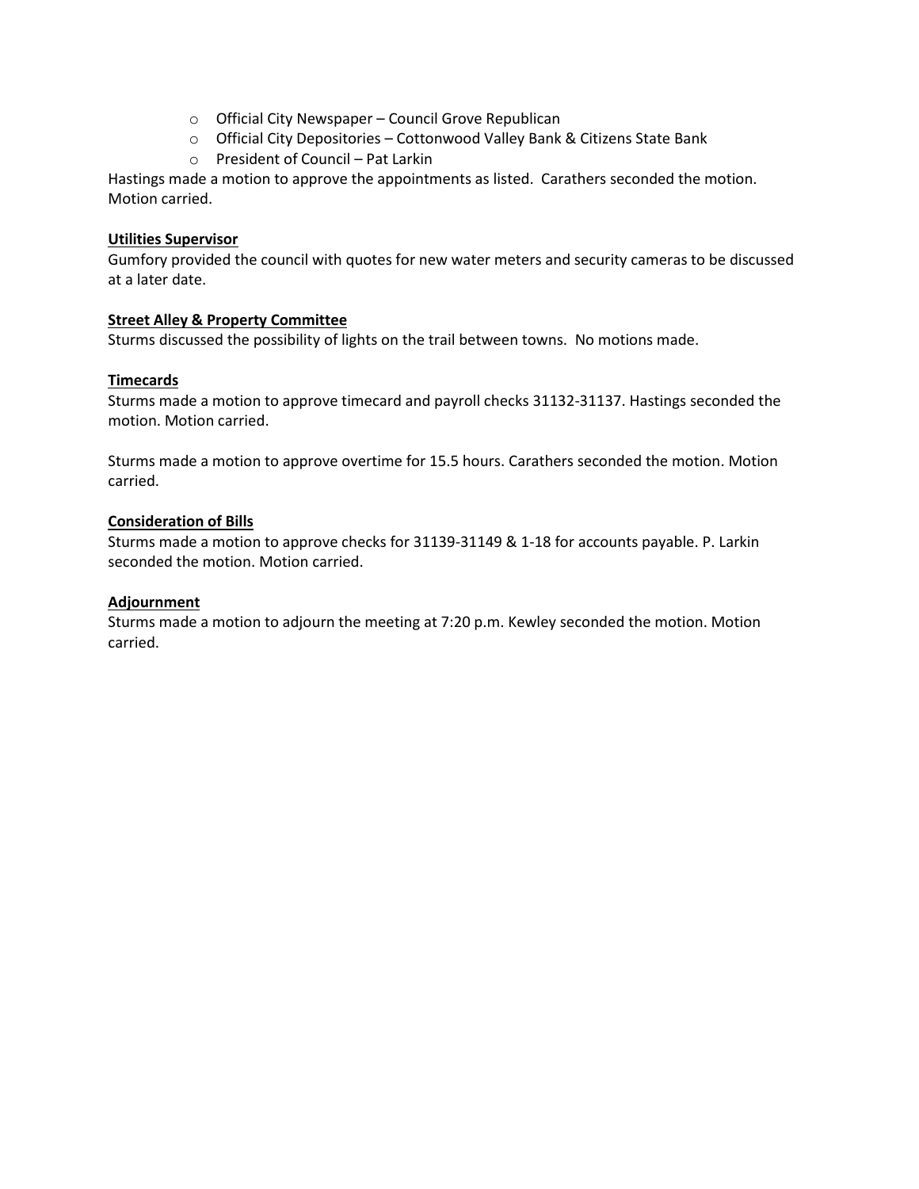- Official City Newspaper – Council Grove Republican
- Official City Depositories – Cottonwood Valley Bank & Citizens State Bank
- President of Council – Pat Larkin

Hastings made a motion to approve the appointments as listed. Carathers seconded the motion. Motion carried.

**Utilities Supervisor**

Gumfory provided the council with quotes for new water meters and security cameras to be discussed at a later date.

**Street Alley & Property Committee**

Sturms discussed the possibility of lights on the trail between towns. No motions made.

**Timecards**

Sturms made a motion to approve timecard and payroll checks 31132-31137. Hastings seconded the motion. Motion carried.

Sturms made a motion to approve overtime for 15.5 hours. Carathers seconded the motion. Motion carried.

**Consideration of Bills**

Sturms made a motion to approve checks for 31139-31149 & 1-18 for accounts payable. P. Larkin seconded the motion. Motion carried.

**Adjournment**

Sturms made a motion to adjourn the meeting at 7:20 p.m. Kewley seconded the motion. Motion carried.